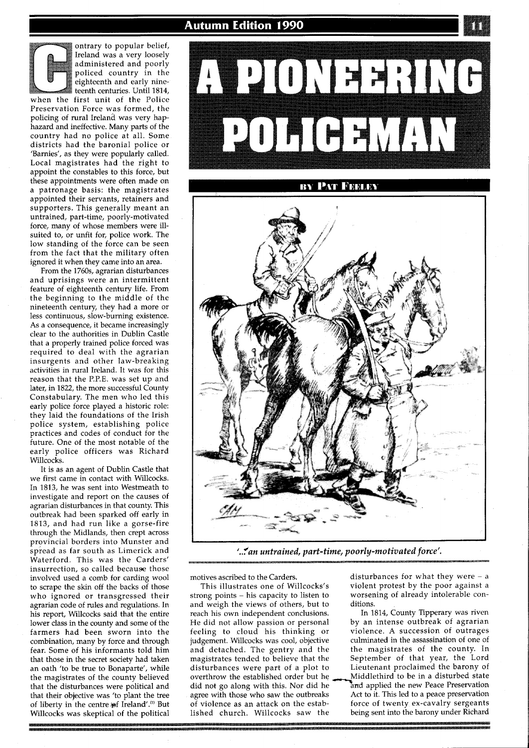# A PIONEERING POLICEMAN

**BY PAT FEELEY**

Contrary to popular belief, Ireland was a very loosely administered and poorly policed country in the eighteenth and early nineteenth centuries. Until 1814, when the first unit of the Police Preservation Force was formed, the policing of rural Ireland was very haphazard and ineffective. Many parts of the country had no police at all. Some districts had the baronial police or 'Barnies', as they were popularly called. Local magistrates had the right to appoint the constables to this force, but these appointments were often made on a patronage basis: the magistrates appointed their servants, retainers and supporters. This generally meant an untrained, part-time, poorly-motivated force, many of whose members were ill-suited to, or unfit for, police work. The low standing of the force can be seen from the fact that the military often ignored it when they came into an area.

From the 1760s, agrarian disturbances and uprisings were an intermittent feature of eighteenth century life. From the beginning to the middle of the nineteenth century, they had a more or less continuous, slow-burning existence. As a consequence, it became increasingly clear to the authorities in Dublin Castle that a properly trained police forced was required to deal with the agrarian insurgents and other law-breaking activities in rural Ireland. It was for this reason that the P.P.E. was set up and later, in 1822, the more successful County Constabulary. The men who led this early police force played a historic role: they laid the foundations of the Irish police system, establishing police practices and codes of conduct for the future. One of the most notable of the early police officers was Richard Willcocks.

It is as an agent of Dublin Castle that we first came in contact with Willcocks. In 1813, he was sent into Westmeath to investigate and report on the causes of agrarian disturbances in that county. This outbreak had been sparked off early in 1813, and had run like a gorse-fire through the Midlands, then crept across provincial borders into Munster and spread as far south as Limerick and Waterford. This was the Carders' insurrection, so called because those involved used a comb for carding wool to scrape the skin off the backs of those who ignored or transgressed their agrarian code of rules and regulations. In his report, Willcocks said that the entire lower class in the county and some of the farmers had been sworn into the combination, many by force and through fear. Some of his informants told him that those in the secret society had taken an oath 'to be true to Bonaparte', while the magistrates of the county believed that the disturbances were political and that their objective was 'to plant the tree of liberty in the centre of Ireland'.[1] But Willcocks was skeptical of the political motives ascribed to the Carders.

*'...an untrained, part-time, poorly-motivated force'.*

This illustrates one of Willcocks's strong points – his capacity to listen to and weigh the views of others, but to reach his own independent conclusions. He did not allow passion or personal feeling to cloud his thinking or judgement. Willcocks was cool, objective and detached. The gentry and the magistrates tended to believe that the disturbances were part of a plot to overthrow the established order but he did not go along with this. Nor did he agree with those who saw the outbreaks of violence as an attack on the established church. Willcocks saw the disturbances for what they were – a violent protest by the poor against a worsening of already intolerable conditions.

In 1814, County Tipperary was riven by an intense outbreak of agrarian violence. A succession of outrages culminated in the assassination of one of the magistrates of the county. In September of that year, the Lord Lieutenant proclaimed the barony of Middlethird to be in a disturbed state and applied the new Peace Preservation Act to it. This led to a peace preservation force of twenty ex-cavalry sergeants being sent into the barony under Richard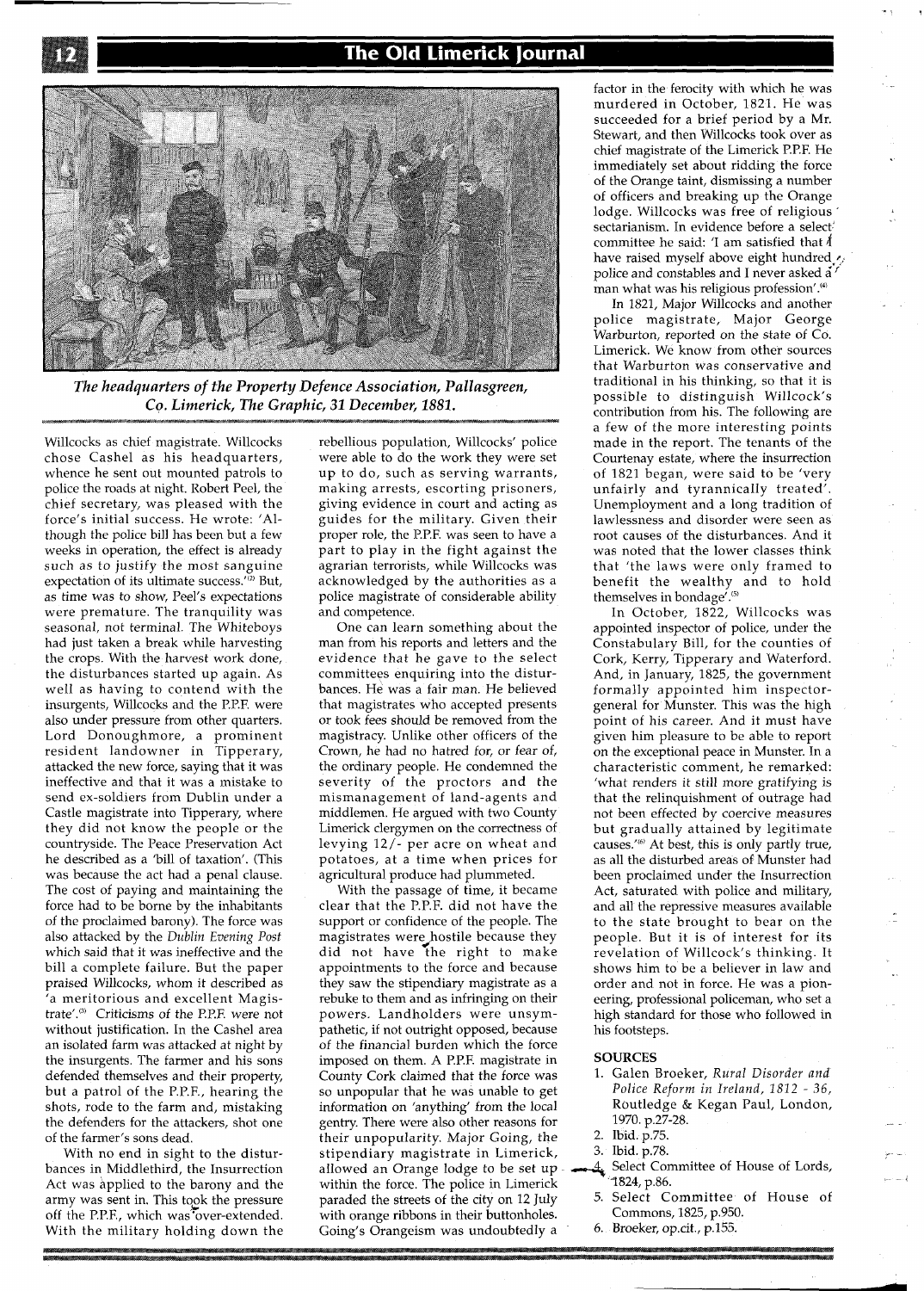*The headquarters of the Property Defence Association, Pallasgreen, Co. Limerick, The Graphic, 31 December, 1881.*

Willcocks as chief magistrate. Willcocks chose Cashel as his headquarters, whence he sent out mounted patrols to police the roads at night. Robert Peel, the chief secretary, was pleased with the force's initial success. He wrote: 'Although the police bill has been but a few weeks in operation, the effect is already such as to justify the most sanguine expectation of its ultimate success.'[2] But, as time was to show, Peel's expectations were premature. The tranquility was seasonal, not terminal. The Whiteboys had just taken a break while harvesting the crops. With the harvest work done, the disturbances started up again. As well as having to contend with the insurgents, Willcocks and the P.P.F. were also under pressure from other quarters. Lord Donoughmore, a prominent resident landowner in Tipperary, attacked the new force, saying that it was ineffective and that it was a mistake to send ex-soldiers from Dublin under a Castle magistrate into Tipperary, where they did not know the people or the countryside. The Peace Preservation Act he described as a 'bill of taxation'. (This was because the act had a penal clause. The cost of paying and maintaining the force had to be borne by the inhabitants of the proclaimed barony). The force was also attacked by the *Dublin Evening Post* which said that it was ineffective and the bill a complete failure. But the paper praised Willcocks, whom it described as 'a meritorious and excellent Magistrate'.[3] Criticisms of the P.P.F. were not without justification. In the Cashel area an isolated farm was attacked at night by the insurgents. The farmer and his sons defended themselves and their property, but a patrol of the P.P.F., hearing the shots, rode to the farm and, mistaking the defenders for the attackers, shot one of the farmer's sons dead.

With no end in sight to the disturbances in Middlethird, the Insurrection Act was applied to the barony and the army was sent in. This took the pressure off the P.P.F., which was over-extended. With the military holding down the rebellious population, Willcocks' police were able to do the work they were set up to do, such as serving warrants, making arrests, escorting prisoners, giving evidence in court and acting as guides for the military. Given their proper role, the P.P.F. was seen to have a part to play in the fight against the agrarian terrorists, while Willcocks was acknowledged by the authorities as a police magistrate of considerable ability and competence.

One can learn something about the man from his reports and letters and the evidence that he gave to the select committees enquiring into the disturbances. He was a fair man. He believed that magistrates who accepted presents or took fees should be removed from the magistracy. Unlike other officers of the Crown, he had no hatred for, or fear of, the ordinary people. He condemned the severity of the proctors and the mismanagement of land-agents and middlemen. He argued with two County Limerick clergymen on the correctness of levying 12/- per acre on wheat and potatoes, at a time when prices for agricultural produce had plummeted.

With the passage of time, it became clear that the P.P.F. did not have the support or confidence of the people. The magistrates were hostile because they did not have the right to make appointments to the force and because they saw the stipendiary magistrate as a rebuke to them and as infringing on their powers. Landholders were unsympathetic, if not outright opposed, because of the financial burden which the force imposed on them. A P.P.F. magistrate in County Cork claimed that the force was so unpopular that he was unable to get information on 'anything' from the local gentry. There were also other reasons for their unpopularity. Major Going, the stipendiary magistrate in Limerick, allowed an Orange lodge to be set up within the force. The police in Limerick paraded the streets of the city on 12 July with orange ribbons in their buttonholes. Going's Orangeism was undoubtedly a factor in the ferocity with which he was murdered in October, 1821. He was succeeded for a brief period by a Mr. Stewart, and then Willcocks took over as chief magistrate of the Limerick P.P.F. He immediately set about ridding the force of the Orange taint, dismissing a number of officers and breaking up the Orange lodge. Willcocks was free of religious sectarianism. In evidence before a select committee he said: 'I am satisfied that I have raised myself above eight hundred police and constables and I never asked a man what was his religious profession'.[4]

In 1821, Major Willcocks and another police magistrate, Major George Warburton, reported on the state of Co. Limerick. We know from other sources that Warburton was conservative and traditional in his thinking, so that it is possible to distinguish Willcock's contribution from his. The following are a few of the more interesting points made in the report. The tenants of the Courtenay estate, where the insurrection of 1821 began, were said to be 'very unfairly and tyrannically treated'. Unemployment and a long tradition of lawlessness and disorder were seen as root causes of the disturbances. And it was noted that the lower classes think that 'the laws were only framed to benefit the wealthy and to hold themselves in bondage'.[5]

In October, 1822, Willcocks was appointed inspector of police, under the Constabulary Bill, for the counties of Cork, Kerry, Tipperary and Waterford. And, in January, 1825, the government formally appointed him inspector-general for Munster. This was the high point of his career. And it must have given him pleasure to be able to report on the exceptional peace in Munster. In a characteristic comment, he remarked: 'what renders it still more gratifying is that the relinquishment of outrage had not been effected by coercive measures but gradually attained by legitimate causes.'[6] At best, this is only partly true, as all the disturbed areas of Munster had been proclaimed under the Insurrection Act, saturated with police and military, and all the repressive measures available to the state brought to bear on the people. But it is of interest for its revelation of Willcock's thinking. It shows him to be a believer in law and order and not in force. He was a pioneering, professional policeman, who set a high standard for those who followed in his footsteps.

## SOURCES

1. Galen Broeker, *Rural Disorder and Police Reform in Ireland, 1812 - 36*, Routledge & Kegan Paul, London, 1970. p.27-28.
2. Ibid. p.75.
3. Ibid. p.78.
4. Select Committee of House of Lords, 1824, p.86.
5. Select Committee of House of Commons, 1825, p.950.
6. Broeker, op.cit., p.155.